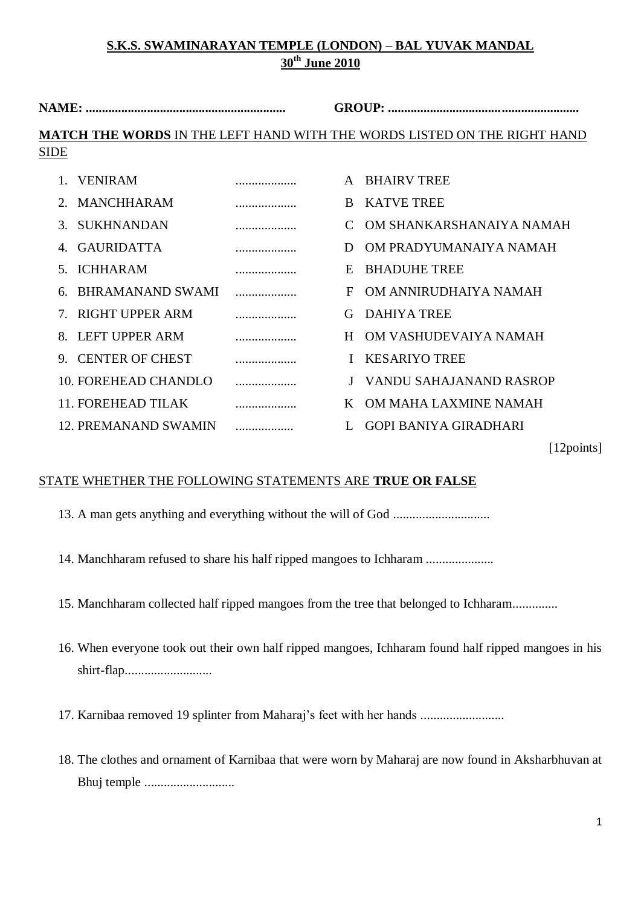# S.K.S. SWAMINARAYAN TEMPLE (LONDON) – BAL YUVAK MANDAL

## 30th June 2010

**NAME: .............................................................** **GROUP: ...........................................................**

**MATCH THE WORDS** IN THE LEFT HAND WITH THE WORDS LISTED ON THE RIGHT HAND SIDE

| | | | | |
|---|---|---|---|---|
| 1. | VENIRAM | ................... | A | BHAIRV TREE |
| 2. | MANCHHARAM | ................... | B | KATVE TREE |
| 3. | SUKHNANDAN | ................... | C | OM SHANKARSHANAIYA NAMAH |
| 4. | GAURIDATTA | ................... | D | OM PRADYUMANAIYA NAMAH |
| 5. | ICHHARAM | ................... | E | BHADUHE TREE |
| 6. | BHRAMANAND SWAMI | ................... | F | OM ANNIRUDHAIYA NAMAH |
| 7. | RIGHT UPPER ARM | ................... | G | DAHIYA TREE |
| 8. | LEFT UPPER ARM | ................... | H | OM VASHUDEVAIYA NAMAH |
| 9. | CENTER OF CHEST | ................... | I | KESARIYO TREE |
| 10. | FOREHEAD CHANDLO | ................... | J | VANDU SAHAJANAND RASROP |
| 11. | FOREHEAD TILAK | ................... | K | OM MAHA LAXMINE NAMAH |
| 12. | PREMANAND SWAMIN | .................. | L | GOPI BANIYA GIRADHARI |

[12points]

STATE WHETHER THE FOLLOWING STATEMENTS ARE **TRUE OR FALSE**

13. A man gets anything and everything without the will of God .............................

14. Manchharam refused to share his half ripped mangoes to Ichharam .....................

15. Manchharam collected half ripped mangoes from the tree that belonged to Ichharam..............

16. When everyone took out their own half ripped mangoes, Ichharam found half ripped mangoes in his shirt-flap..........................

17. Karnibaa removed 19 splinter from Maharaj's feet with her hands ..........................

18. The clothes and ornament of Karnibaa that were worn by Maharaj are now found in Aksharbhuvan at Bhuj temple ............................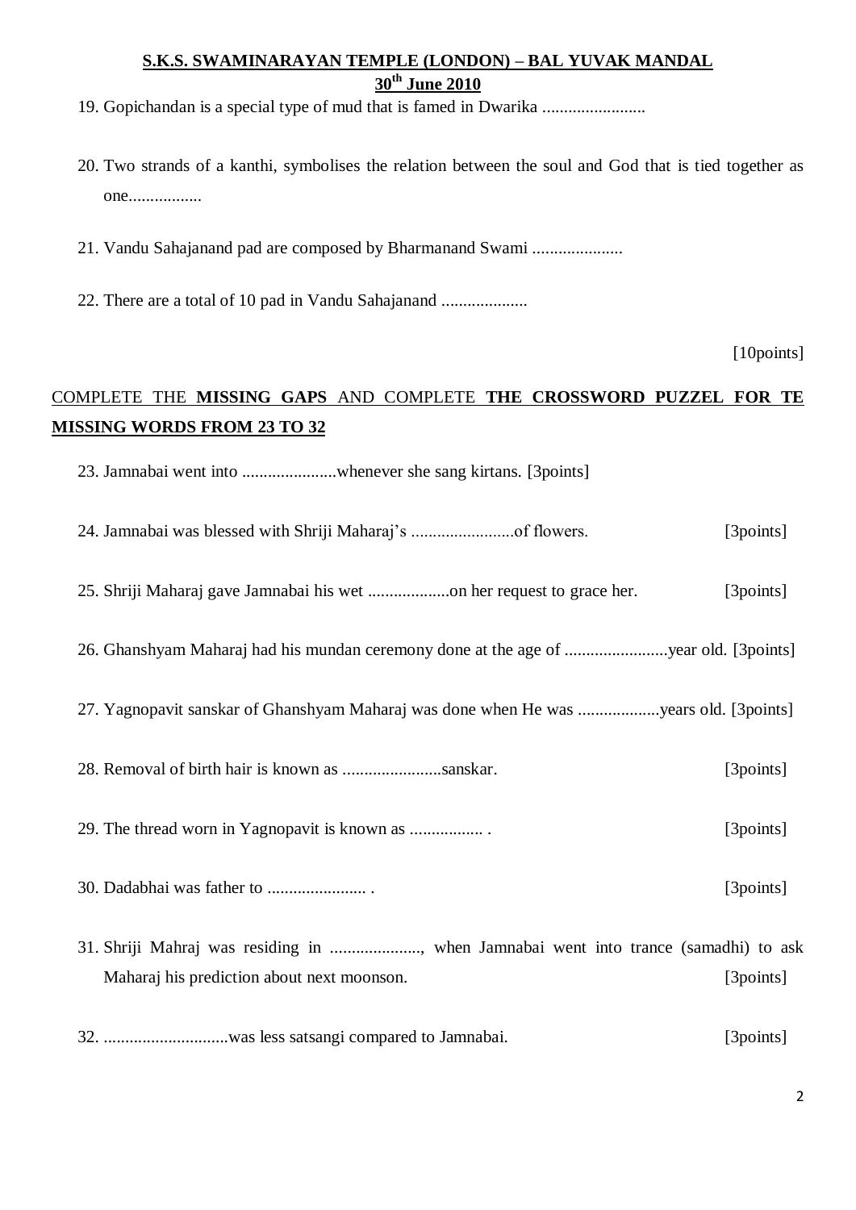**S.K.S. SWAMINARAYAN TEMPLE (LONDON) – BAL YUVAK MANDAL**
**30th June 2010**

19. Gopichandan is a special type of mud that is famed in Dwarika ........................

20. Two strands of a kanthi, symbolises the relation between the soul and God that is tied together as one.................

21. Vandu Sahajanand pad are composed by Bharmanand Swami .....................

22. There are a total of 10 pad in Vandu Sahajanand ....................

[10points]

COMPLETE THE **MISSING GAPS** AND COMPLETE **THE CROSSWORD PUZZEL FOR TE MISSING WORDS FROM 23 TO 32**

23. Jamnabai went into ......................whenever she sang kirtans. [3points]

24. Jamnabai was blessed with Shriji Maharaj's ........................of flowers. [3points]

25. Shriji Maharaj gave Jamnabai his wet ...................on her request to grace her. [3points]

26. Ghanshyam Maharaj had his mundan ceremony done at the age of ........................year old. [3points]

27. Yagnopavit sanskar of Ghanshyam Maharaj was done when He was ...................years old. [3points]

28. Removal of birth hair is known as .......................sanskar. [3points]

29. The thread worn in Yagnopavit is known as ................. . [3points]

30. Dadabhai was father to ....................... . [3points]

31. Shriji Mahraj was residing in ....................., when Jamnabai went into trance (samadhi) to ask Maharaj his prediction about next moonson. [3points]

32. .............................was less satsangi compared to Jamnabai. [3points]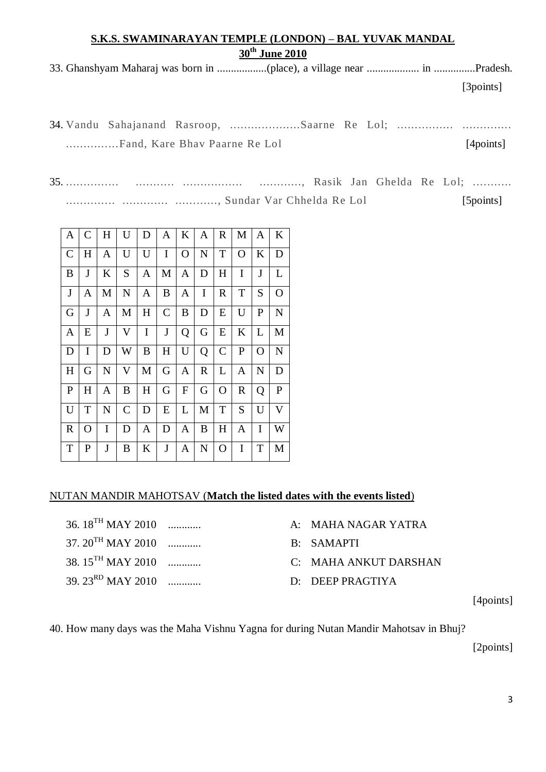**S.K.S. SWAMINARAYAN TEMPLE (LONDON) – BAL YUVAK MANDAL**

**30th June 2010**

33. Ghanshyam Maharaj was born in ..................(place), a village near ................... in ...............Pradesh. [3points]

34. Vandu Sahajanand Rasroop, ....................Saarne Re Lol; ................ .............. ...............Fand, Kare Bhav Paarne Re Lol [4points]

35. ............... ........... ................. ............, Rasik Jan Ghelda Re Lol; .......... .............. ............. ............, Sundar Var Chhelda Re Lol [5points]

| | | | | | | | | | | | |
|---|---|---|---|---|---|---|---|---|---|---|---|
| A | C | H | U | D | A | K | A | R | M | A | K |
| C | H | A | U | U | I | O | N | T | O | K | D |
| B | J | K | S | A | M | A | D | H | I | J | L |
| J | A | M | N | A | B | A | I | R | T | S | O |
| G | J | A | M | H | C | B | D | E | U | P | N |
| A | E | J | V | I | J | Q | G | E | K | L | M |
| D | I | D | W | B | H | U | Q | C | P | O | N |
| H | G | N | V | M | G | A | R | L | A | N | D |
| P | H | A | B | H | G | F | G | O | R | Q | P |
| U | T | N | C | D | E | L | M | T | S | U | V |
| R | O | I | D | A | D | A | B | H | A | I | W |
| T | P | J | B | K | J | A | N | O | I | T | M |

NUTAN MANDIR MAHOTSAV (**Match the listed dates with the events listed**)

36. 18TH MAY 2010 ............ A: MAHA NAGAR YATRA

37. 20TH MAY 2010 ............ B: SAMAPTI

38. 15TH MAY 2010 ............ C: MAHA ANKUT DARSHAN

39. 23RD MAY 2010 ............ D: DEEP PRAGTIYA

[4points]

40. How many days was the Maha Vishnu Yagna for during Nutan Mandir Mahotsav in Bhuj? [2points]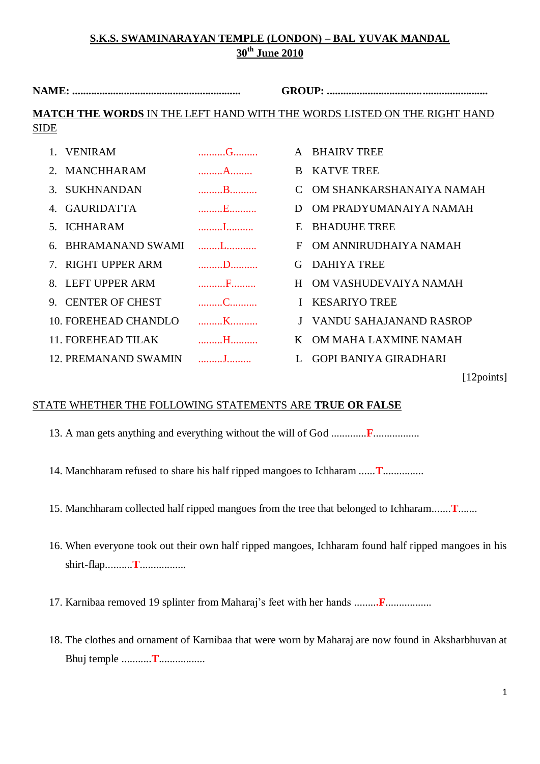**S.K.S. SWAMINARAYAN TEMPLE (LONDON) – BAL YUVAK MANDAL**
**30th June 2010**

**NAME:** ..............................................................  **GROUP:** ...........................................................

**MATCH THE WORDS** IN THE LEFT HAND WITH THE WORDS LISTED ON THE RIGHT HAND SIDE

| | | | | |
|---|---|---|---|---|
| 1. | VENIRAM | ..........G......... | A | BHAIRV TREE |
| 2. | MANCHHARAM | .........A........ | B | KATVE TREE |
| 3. | SUKHNANDAN | .........B.......... | C | OM SHANKARSHANAIYA NAMAH |
| 4. | GAURIDATTA | .........E.......... | D | OM PRADYUMANAIYA NAMAH |
| 5. | ICHHARAM | .........I.......... | E | BHADUHE TREE |
| 6. | BHRAMANAND SWAMI | ........L........... | F | OM ANNIRUDHAIYA NAMAH |
| 7. | RIGHT UPPER ARM | .........D.......... | G | DAHIYA TREE |
| 8. | LEFT UPPER ARM | ..........F......... | H | OM VASHUDEVAIYA NAMAH |
| 9. | CENTER OF CHEST | .........C.......... | I | KESARIYO TREE |
| 10. | FOREHEAD CHANDLO | .........K.......... | J | VANDU SAHAJANAND RASROP |
| 11. | FOREHEAD TILAK | .........H.......... | K | OM MAHA LAXMINE NAMAH |
| 12. | PREMANAND SWAMIN | .........J......... | L | GOPI BANIYA GIRADHARI |

[12points]

STATE WHETHER THE FOLLOWING STATEMENTS ARE **TRUE OR FALSE**

13. A man gets anything and everything without the will of God .............**F**.................

14. Manchharam refused to share his half ripped mangoes to Ichharam ......**T**...............

15. Manchharam collected half ripped mangoes from the tree that belonged to Ichharam.......**T**.......

16. When everyone took out their own half ripped mangoes, Ichharam found half ripped mangoes in his shirt-flap..........**T**.................

17. Karnibaa removed 19 splinter from Maharaj's feet with her hands .........**F**.................

18. The clothes and ornament of Karnibaa that were worn by Maharaj are now found in Aksharbhuvan at Bhuj temple ...........**T**.................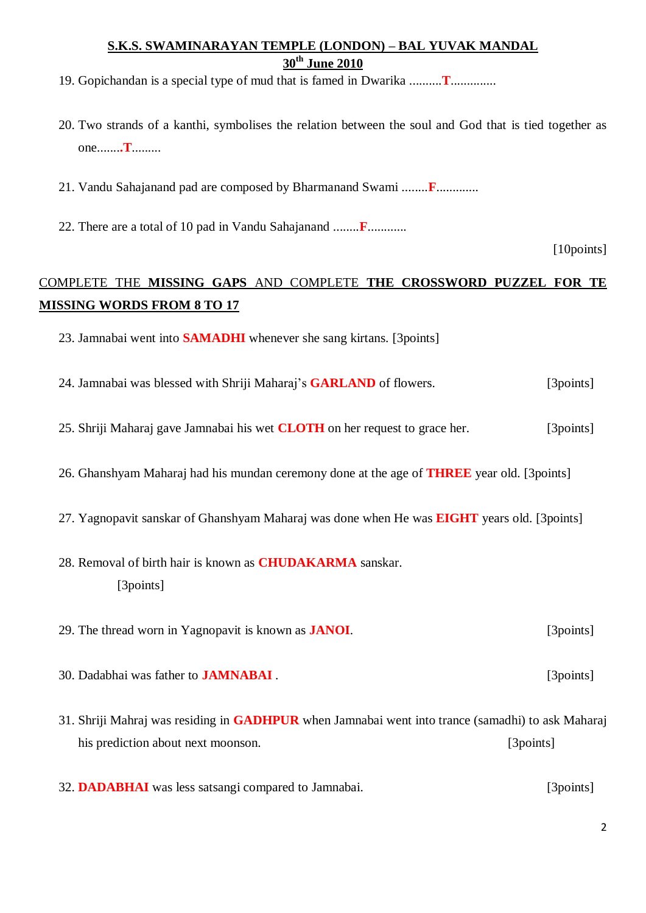**S.K.S. SWAMINARAYAN TEMPLE (LONDON) – BAL YUVAK MANDAL**

**30th June 2010**

19. Gopichandan is a special type of mud that is famed in Dwarika ..........**T**..............

20. Two strands of a kanthi, symbolises the relation between the soul and God that is tied together as one........**T**.........

21. Vandu Sahajanand pad are composed by Bharmanand Swami ........**F**.............

22. There are a total of 10 pad in Vandu Sahajanand ........**F**............

[10points]

COMPLETE THE **MISSING GAPS** AND COMPLETE **THE CROSSWORD PUZZEL FOR TE MISSING WORDS FROM 8 TO 17**

23. Jamnabai went into **SAMADHI** whenever she sang kirtans. [3points]

24. Jamnabai was blessed with Shriji Maharaj's **GARLAND** of flowers. [3points]

25. Shriji Maharaj gave Jamnabai his wet **CLOTH** on her request to grace her. [3points]

26. Ghanshyam Maharaj had his mundan ceremony done at the age of **THREE** year old. [3points]

27. Yagnopavit sanskar of Ghanshyam Maharaj was done when He was **EIGHT** years old. [3points]

28. Removal of birth hair is known as **CHUDAKARMA** sanskar. [3points]

29. The thread worn in Yagnopavit is known as **JANOI**. [3points]

30. Dadabhai was father to **JAMNABAI** . [3points]

31. Shriji Mahraj was residing in **GADHPUR** when Jamnabai went into trance (samadhi) to ask Maharaj his prediction about next moonson. [3points]

32. **DADABHAI** was less satsangi compared to Jamnabai. [3points]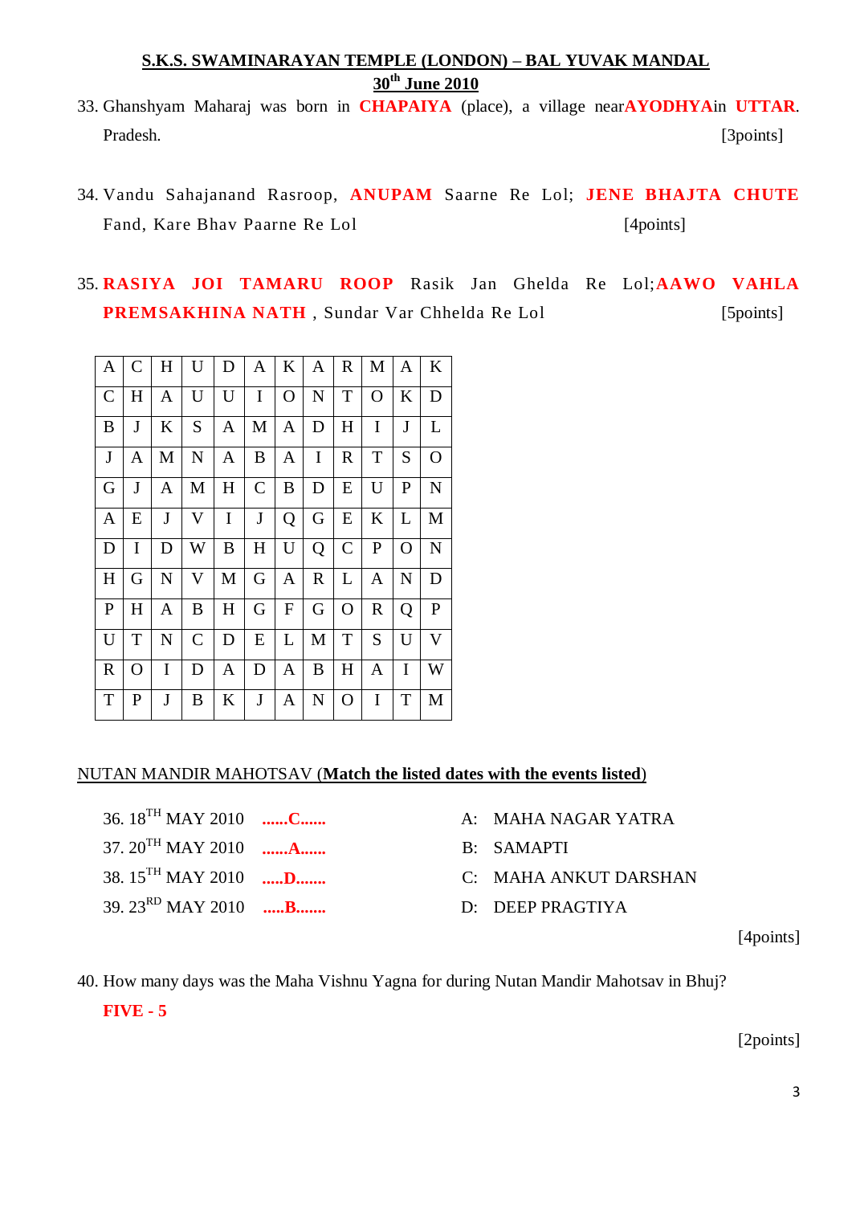**S.K.S. SWAMINARAYAN TEMPLE (LONDON) – BAL YUVAK MANDAL**

**30th June 2010**

33. Ghanshyam Maharaj was born in **CHAPAIYA** (place), a village near**AYODHYA**in **UTTAR**. Pradesh. [3points]

34. Vandu Sahajanand Rasroop, **ANUPAM** Saarne Re Lol; **JENE BHAJTA CHUTE** Fand, Kare Bhav Paarne Re Lol [4points]

35. **RASIYA JOI TAMARU ROOP** Rasik Jan Ghelda Re Lol;**AAWO VAHLA PREMSAKHINA NATH** , Sundar Var Chhelda Re Lol [5points]

| | | | | | | | | | | | |
|---|---|---|---|---|---|---|---|---|---|---|---|
| A | C | H | U | D | A | K | A | R | M | A | K |
| C | H | A | U | U | I | O | N | T | O | K | D |
| B | J | K | S | A | M | A | D | H | I | J | L |
| J | A | M | N | A | B | A | I | R | T | S | O |
| G | J | A | M | H | C | B | D | E | U | P | N |
| A | E | J | V | I | J | Q | G | E | K | L | M |
| D | I | D | W | B | H | U | Q | C | P | O | N |
| H | G | N | V | M | G | A | R | L | A | N | D |
| P | H | A | B | H | G | F | G | O | R | Q | P |
| U | T | N | C | D | E | L | M | T | S | U | V |
| R | O | I | D | A | D | A | B | H | A | I | W |
| T | P | J | B | K | J | A | N | O | I | T | M |

NUTAN MANDIR MAHOTSAV (**Match the listed dates with the events listed**)

| | | | |
|---|---|---|---|
| 36. 18TH MAY 2010 | ......C...... | A: | MAHA NAGAR YATRA |
| 37. 20TH MAY 2010 | ......A...... | B: | SAMAPTI |
| 38. 15TH MAY 2010 | .....D....... | C: | MAHA ANKUT DARSHAN |
| 39. 23RD MAY 2010 | .....B....... | D: | DEEP PRAGTIYA |

[4points]

40. How many days was the Maha Vishnu Yagna for during Nutan Mandir Mahotsav in Bhuj?

**FIVE - 5**

[2points]